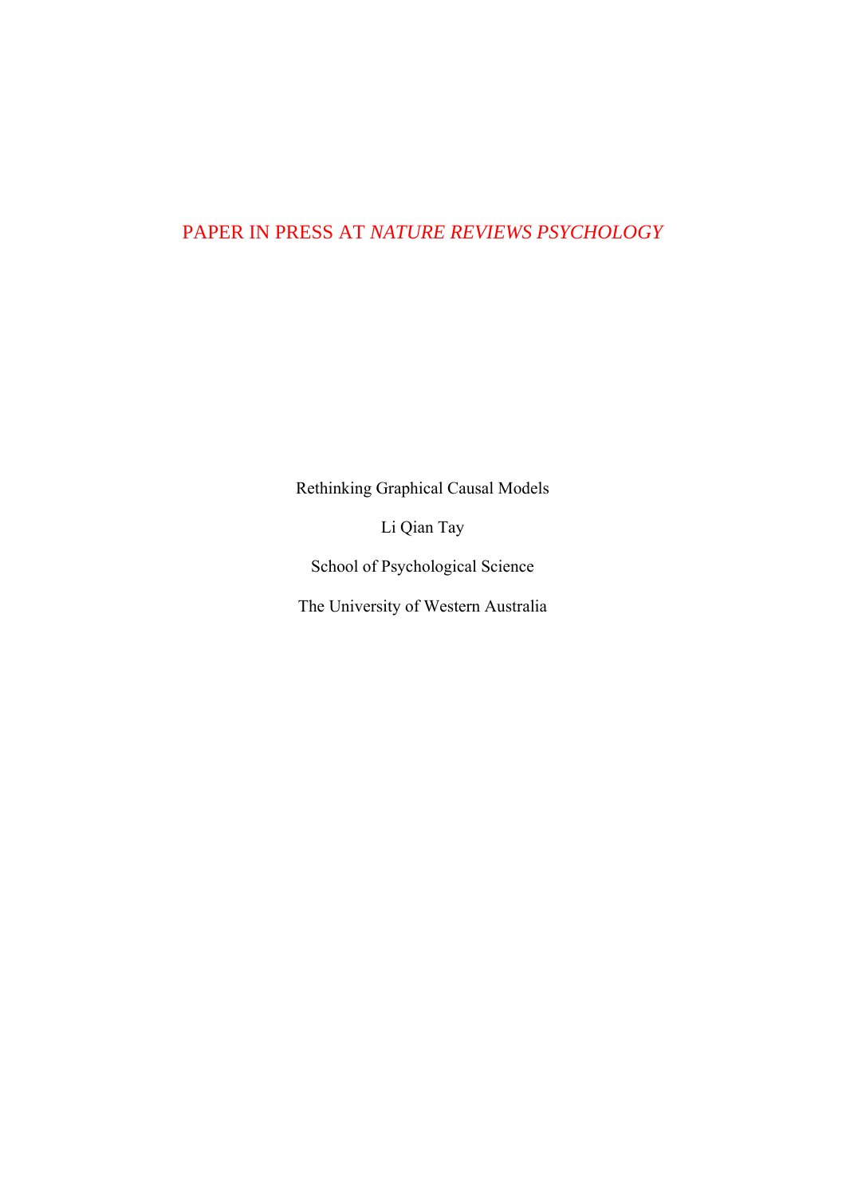PAPER IN PRESS AT *NATURE REVIEWS PSYCHOLOGY*

# Rethinking Graphical Causal Models

Li Qian Tay

School of Psychological Science

The University of Western Australia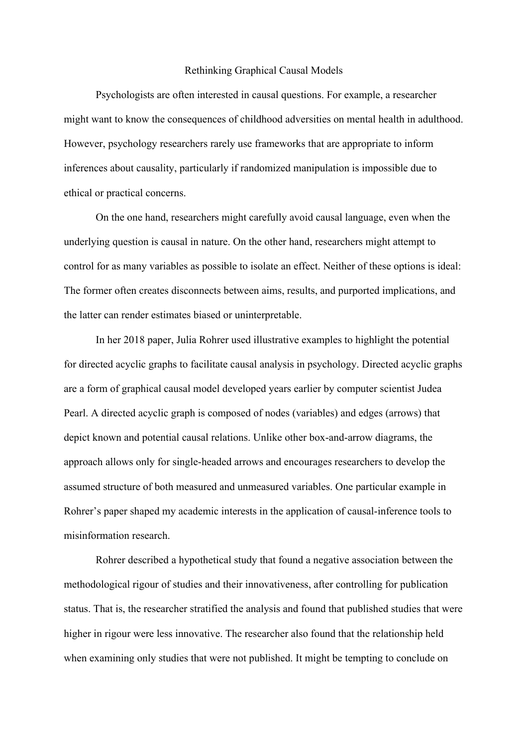Rethinking Graphical Causal Models

Psychologists are often interested in causal questions. For example, a researcher might want to know the consequences of childhood adversities on mental health in adulthood. However, psychology researchers rarely use frameworks that are appropriate to inform inferences about causality, particularly if randomized manipulation is impossible due to ethical or practical concerns.

On the one hand, researchers might carefully avoid causal language, even when the underlying question is causal in nature. On the other hand, researchers might attempt to control for as many variables as possible to isolate an effect. Neither of these options is ideal: The former often creates disconnects between aims, results, and purported implications, and the latter can render estimates biased or uninterpretable.

In her 2018 paper, Julia Rohrer used illustrative examples to highlight the potential for directed acyclic graphs to facilitate causal analysis in psychology. Directed acyclic graphs are a form of graphical causal model developed years earlier by computer scientist Judea Pearl. A directed acyclic graph is composed of nodes (variables) and edges (arrows) that depict known and potential causal relations. Unlike other box-and-arrow diagrams, the approach allows only for single-headed arrows and encourages researchers to develop the assumed structure of both measured and unmeasured variables. One particular example in Rohrer's paper shaped my academic interests in the application of causal-inference tools to misinformation research.

Rohrer described a hypothetical study that found a negative association between the methodological rigour of studies and their innovativeness, after controlling for publication status. That is, the researcher stratified the analysis and found that published studies that were higher in rigour were less innovative. The researcher also found that the relationship held when examining only studies that were not published. It might be tempting to conclude on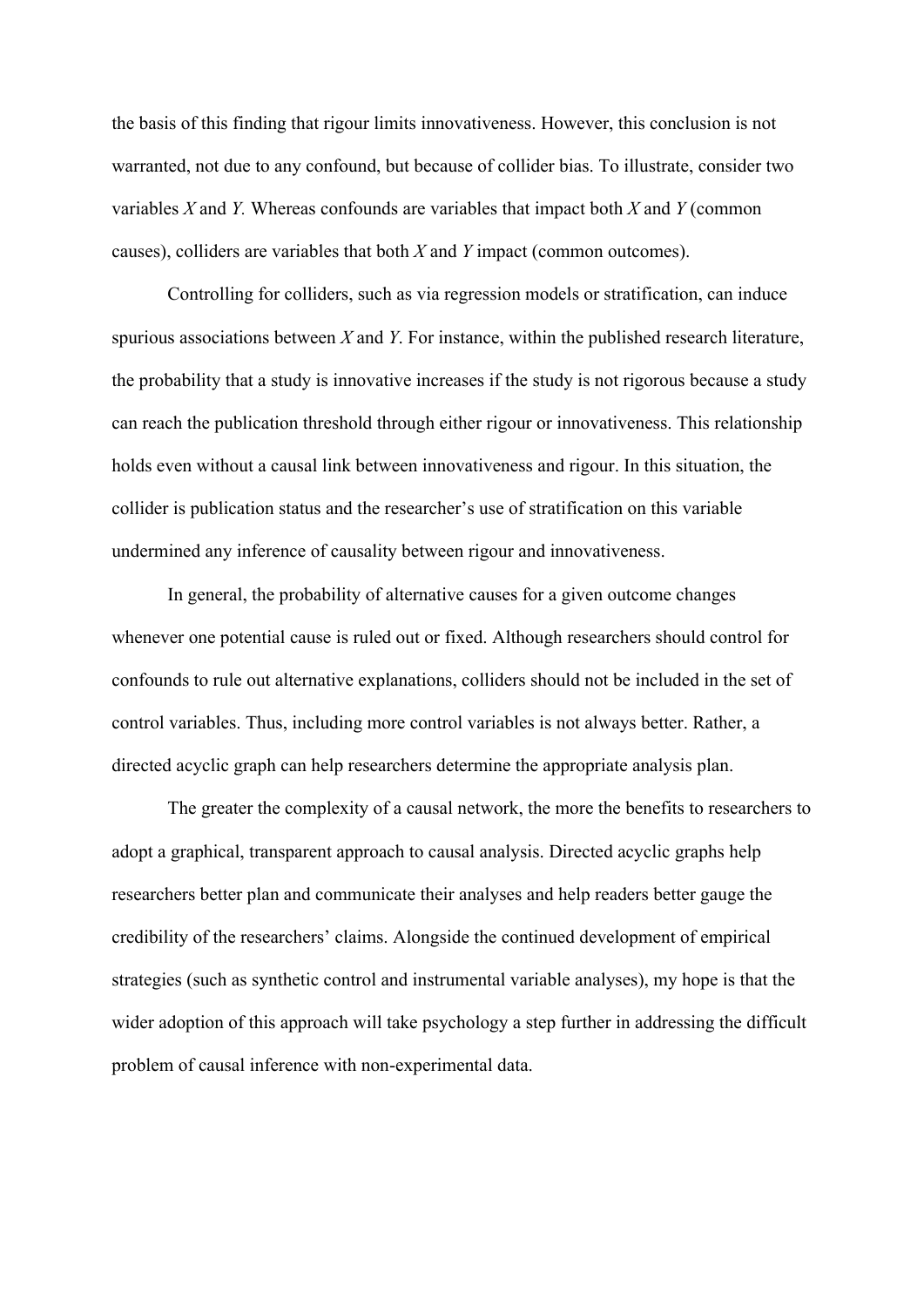the basis of this finding that rigour limits innovativeness. However, this conclusion is not warranted, not due to any confound, but because of collider bias. To illustrate, consider two variables *X* and *Y.* Whereas confounds are variables that impact both *X* and *Y* (common causes), colliders are variables that both *X* and *Y* impact (common outcomes).

Controlling for colliders, such as via regression models or stratification, can induce spurious associations between *X* and *Y*. For instance, within the published research literature, the probability that a study is innovative increases if the study is not rigorous because a study can reach the publication threshold through either rigour or innovativeness. This relationship holds even without a causal link between innovativeness and rigour. In this situation, the collider is publication status and the researcher's use of stratification on this variable undermined any inference of causality between rigour and innovativeness.

In general, the probability of alternative causes for a given outcome changes whenever one potential cause is ruled out or fixed. Although researchers should control for confounds to rule out alternative explanations, colliders should not be included in the set of control variables. Thus, including more control variables is not always better. Rather, a directed acyclic graph can help researchers determine the appropriate analysis plan.

The greater the complexity of a causal network, the more the benefits to researchers to adopt a graphical, transparent approach to causal analysis. Directed acyclic graphs help researchers better plan and communicate their analyses and help readers better gauge the credibility of the researchers' claims. Alongside the continued development of empirical strategies (such as synthetic control and instrumental variable analyses), my hope is that the wider adoption of this approach will take psychology a step further in addressing the difficult problem of causal inference with non-experimental data.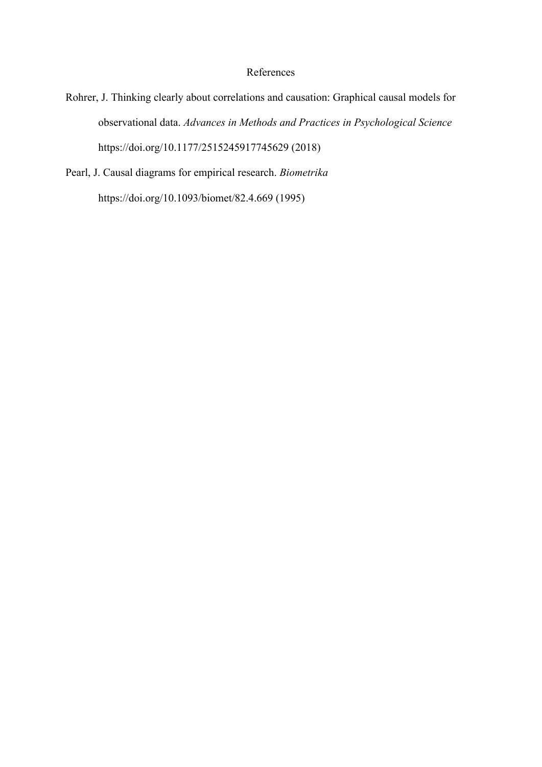# References

Rohrer, J. Thinking clearly about correlations and causation: Graphical causal models for observational data. *Advances in Methods and Practices in Psychological Science* https://doi.org/10.1177/2515245917745629 (2018)

Pearl, J. Causal diagrams for empirical research. *Biometrika* https://doi.org/10.1093/biomet/82.4.669 (1995)